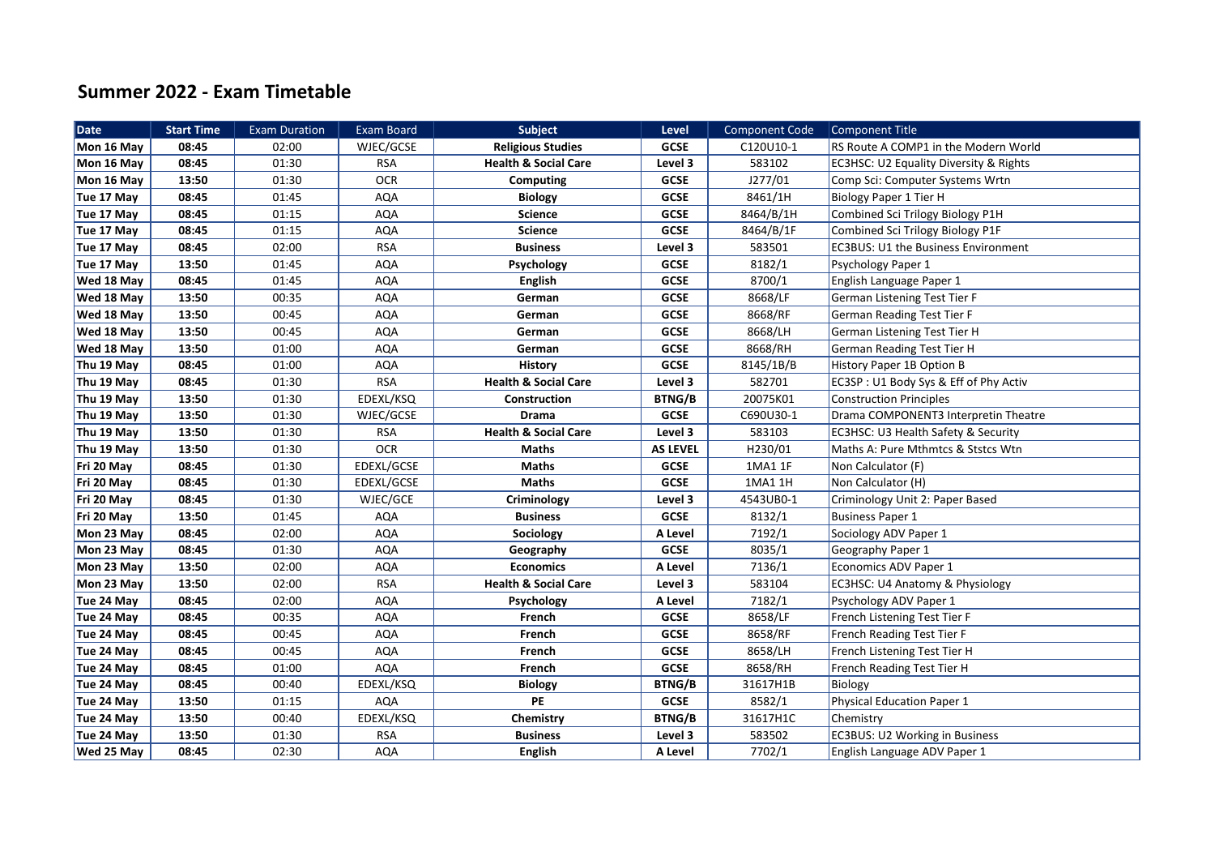## Summer 2022 - Exam Timetable

| Date | Start Time | Exam Duration | Exam Board | Subject | Level | Component Code | Component Title |
|---|---|---|---|---|---|---|---|
| Mon 16 May | 08:45 | 02:00 | WJEC/GCSE | Religious Studies | GCSE | C120U10-1 | RS Route A COMP1 in the Modern World |
| Mon 16 May | 08:45 | 01:30 | RSA | Health & Social Care | Level 3 | 583102 | EC3HSC: U2 Equality Diversity & Rights |
| Mon 16 May | 13:50 | 01:30 | OCR | Computing | GCSE | J277/01 | Comp Sci: Computer Systems Wrtn |
| Tue 17 May | 08:45 | 01:45 | AQA | Biology | GCSE | 8461/1H | Biology Paper 1 Tier H |
| Tue 17 May | 08:45 | 01:15 | AQA | Science | GCSE | 8464/B/1H | Combined Sci Trilogy Biology P1H |
| Tue 17 May | 08:45 | 01:15 | AQA | Science | GCSE | 8464/B/1F | Combined Sci Trilogy Biology P1F |
| Tue 17 May | 08:45 | 02:00 | RSA | Business | Level 3 | 583501 | EC3BUS: U1 the Business Environment |
| Tue 17 May | 13:50 | 01:45 | AQA | Psychology | GCSE | 8182/1 | Psychology Paper 1 |
| Wed 18 May | 08:45 | 01:45 | AQA | English | GCSE | 8700/1 | English Language Paper 1 |
| Wed 18 May | 13:50 | 00:35 | AQA | German | GCSE | 8668/LF | German Listening Test Tier F |
| Wed 18 May | 13:50 | 00:45 | AQA | German | GCSE | 8668/RF | German Reading Test Tier F |
| Wed 18 May | 13:50 | 00:45 | AQA | German | GCSE | 8668/LH | German Listening Test Tier H |
| Wed 18 May | 13:50 | 01:00 | AQA | German | GCSE | 8668/RH | German Reading Test Tier H |
| Thu 19 May | 08:45 | 01:00 | AQA | History | GCSE | 8145/1B/B | History Paper 1B Option B |
| Thu 19 May | 08:45 | 01:30 | RSA | Health & Social Care | Level 3 | 582701 | EC3SP : U1 Body Sys & Eff of Phy Activ |
| Thu 19 May | 13:50 | 01:30 | EDEXL/KSQ | Construction | BTNG/B | 20075K01 | Construction Principles |
| Thu 19 May | 13:50 | 01:30 | WJEC/GCSE | Drama | GCSE | C690U30-1 | Drama COMPONENT3 Interpretin Theatre |
| Thu 19 May | 13:50 | 01:30 | RSA | Health & Social Care | Level 3 | 583103 | EC3HSC: U3 Health Safety & Security |
| Thu 19 May | 13:50 | 01:30 | OCR | Maths | AS LEVEL | H230/01 | Maths A: Pure Mthmtcs & Ststcs Wtn |
| Fri 20 May | 08:45 | 01:30 | EDEXL/GCSE | Maths | GCSE | 1MA1 1F | Non Calculator (F) |
| Fri 20 May | 08:45 | 01:30 | EDEXL/GCSE | Maths | GCSE | 1MA1 1H | Non Calculator (H) |
| Fri 20 May | 08:45 | 01:30 | WJEC/GCE | Criminology | Level 3 | 4543UB0-1 | Criminology Unit 2: Paper Based |
| Fri 20 May | 13:50 | 01:45 | AQA | Business | GCSE | 8132/1 | Business Paper 1 |
| Mon 23 May | 08:45 | 02:00 | AQA | Sociology | A Level | 7192/1 | Sociology ADV Paper 1 |
| Mon 23 May | 08:45 | 01:30 | AQA | Geography | GCSE | 8035/1 | Geography Paper 1 |
| Mon 23 May | 13:50 | 02:00 | AQA | Economics | A Level | 7136/1 | Economics ADV Paper 1 |
| Mon 23 May | 13:50 | 02:00 | RSA | Health & Social Care | Level 3 | 583104 | EC3HSC: U4 Anatomy & Physiology |
| Tue 24 May | 08:45 | 02:00 | AQA | Psychology | A Level | 7182/1 | Psychology ADV Paper 1 |
| Tue 24 May | 08:45 | 00:35 | AQA | French | GCSE | 8658/LF | French Listening Test Tier F |
| Tue 24 May | 08:45 | 00:45 | AQA | French | GCSE | 8658/RF | French Reading Test Tier F |
| Tue 24 May | 08:45 | 00:45 | AQA | French | GCSE | 8658/LH | French Listening Test Tier H |
| Tue 24 May | 08:45 | 01:00 | AQA | French | GCSE | 8658/RH | French Reading Test Tier H |
| Tue 24 May | 08:45 | 00:40 | EDEXL/KSQ | Biology | BTNG/B | 31617H1B | Biology |
| Tue 24 May | 13:50 | 01:15 | AQA | PE | GCSE | 8582/1 | Physical Education Paper 1 |
| Tue 24 May | 13:50 | 00:40 | EDEXL/KSQ | Chemistry | BTNG/B | 31617H1C | Chemistry |
| Tue 24 May | 13:50 | 01:30 | RSA | Business | Level 3 | 583502 | EC3BUS: U2 Working in Business |
| Wed 25 May | 08:45 | 02:30 | AQA | English | A Level | 7702/1 | English Language ADV Paper 1 |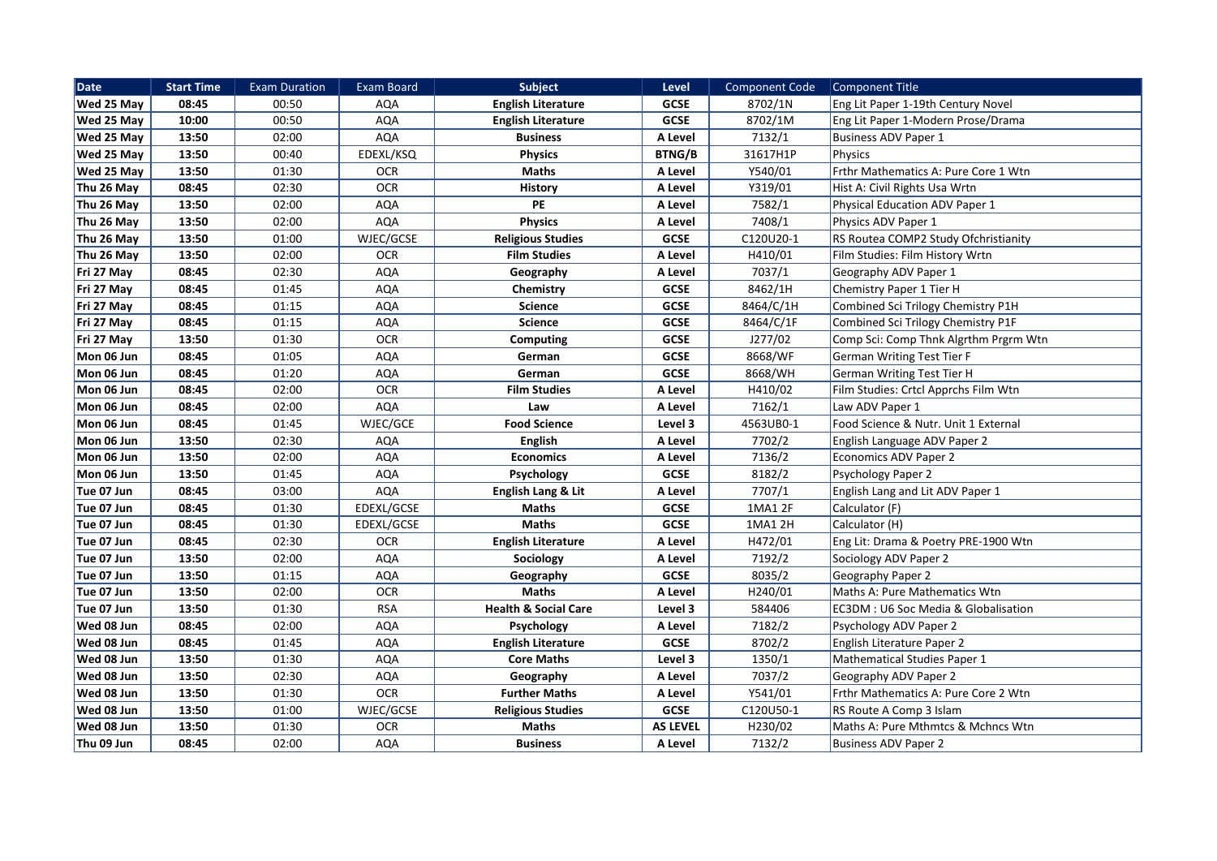| Date | Start Time | Exam Duration | Exam Board | Subject | Level | Component Code | Component Title |
| --- | --- | --- | --- | --- | --- | --- | --- |
| Wed 25 May | 08:45 | 00:50 | AQA | English Literature | GCSE | 8702/1N | Eng Lit Paper 1-19th Century Novel |
| Wed 25 May | 10:00 | 00:50 | AQA | English Literature | GCSE | 8702/1M | Eng Lit Paper 1-Modern Prose/Drama |
| Wed 25 May | 13:50 | 02:00 | AQA | Business | A Level | 7132/1 | Business ADV Paper 1 |
| Wed 25 May | 13:50 | 00:40 | EDEXL/KSQ | Physics | BTNG/B | 31617H1P | Physics |
| Wed 25 May | 13:50 | 01:30 | OCR | Maths | A Level | Y540/01 | Frthr Mathematics A: Pure Core 1 Wtn |
| Thu 26 May | 08:45 | 02:30 | OCR | History | A Level | Y319/01 | Hist A: Civil Rights Usa Wrtn |
| Thu 26 May | 13:50 | 02:00 | AQA | PE | A Level | 7582/1 | Physical Education ADV Paper 1 |
| Thu 26 May | 13:50 | 02:00 | AQA | Physics | A Level | 7408/1 | Physics ADV Paper 1 |
| Thu 26 May | 13:50 | 01:00 | WJEC/GCSE | Religious Studies | GCSE | C120U20-1 | RS Routea COMP2 Study Ofchristianity |
| Thu 26 May | 13:50 | 02:00 | OCR | Film Studies | A Level | H410/01 | Film Studies: Film History Wrtn |
| Fri 27 May | 08:45 | 02:30 | AQA | Geography | A Level | 7037/1 | Geography ADV Paper 1 |
| Fri 27 May | 08:45 | 01:45 | AQA | Chemistry | GCSE | 8462/1H | Chemistry Paper 1 Tier H |
| Fri 27 May | 08:45 | 01:15 | AQA | Science | GCSE | 8464/C/1H | Combined Sci Trilogy Chemistry P1H |
| Fri 27 May | 08:45 | 01:15 | AQA | Science | GCSE | 8464/C/1F | Combined Sci Trilogy Chemistry P1F |
| Fri 27 May | 13:50 | 01:30 | OCR | Computing | GCSE | J277/02 | Comp Sci: Comp Thnk Algrthm Prgrm Wtn |
| Mon 06 Jun | 08:45 | 01:05 | AQA | German | GCSE | 8668/WF | German Writing Test Tier F |
| Mon 06 Jun | 08:45 | 01:20 | AQA | German | GCSE | 8668/WH | German Writing Test Tier H |
| Mon 06 Jun | 08:45 | 02:00 | OCR | Film Studies | A Level | H410/02 | Film Studies: Crtcl Apprchs Film Wtn |
| Mon 06 Jun | 08:45 | 02:00 | AQA | Law | A Level | 7162/1 | Law ADV Paper 1 |
| Mon 06 Jun | 08:45 | 01:45 | WJEC/GCE | Food Science | Level 3 | 4563UB0-1 | Food Science & Nutr. Unit 1 External |
| Mon 06 Jun | 13:50 | 02:30 | AQA | English | A Level | 7702/2 | English Language ADV Paper 2 |
| Mon 06 Jun | 13:50 | 02:00 | AQA | Economics | A Level | 7136/2 | Economics ADV Paper 2 |
| Mon 06 Jun | 13:50 | 01:45 | AQA | Psychology | GCSE | 8182/2 | Psychology Paper 2 |
| Tue 07 Jun | 08:45 | 03:00 | AQA | English Lang & Lit | A Level | 7707/1 | English Lang and Lit ADV Paper 1 |
| Tue 07 Jun | 08:45 | 01:30 | EDEXL/GCSE | Maths | GCSE | 1MA1 2F | Calculator (F) |
| Tue 07 Jun | 08:45 | 01:30 | EDEXL/GCSE | Maths | GCSE | 1MA1 2H | Calculator (H) |
| Tue 07 Jun | 08:45 | 02:30 | OCR | English Literature | A Level | H472/01 | Eng Lit: Drama & Poetry PRE-1900 Wtn |
| Tue 07 Jun | 13:50 | 02:00 | AQA | Sociology | A Level | 7192/2 | Sociology ADV Paper 2 |
| Tue 07 Jun | 13:50 | 01:15 | AQA | Geography | GCSE | 8035/2 | Geography Paper 2 |
| Tue 07 Jun | 13:50 | 02:00 | OCR | Maths | A Level | H240/01 | Maths A: Pure Mathematics Wtn |
| Tue 07 Jun | 13:50 | 01:30 | RSA | Health & Social Care | Level 3 | 584406 | EC3DM : U6 Soc Media & Globalisation |
| Wed 08 Jun | 08:45 | 02:00 | AQA | Psychology | A Level | 7182/2 | Psychology ADV Paper 2 |
| Wed 08 Jun | 08:45 | 01:45 | AQA | English Literature | GCSE | 8702/2 | English Literature Paper 2 |
| Wed 08 Jun | 13:50 | 01:30 | AQA | Core Maths | Level 3 | 1350/1 | Mathematical Studies Paper 1 |
| Wed 08 Jun | 13:50 | 02:30 | AQA | Geography | A Level | 7037/2 | Geography ADV Paper 2 |
| Wed 08 Jun | 13:50 | 01:30 | OCR | Further Maths | A Level | Y541/01 | Frthr Mathematics A: Pure Core 2 Wtn |
| Wed 08 Jun | 13:50 | 01:00 | WJEC/GCSE | Religious Studies | GCSE | C120U50-1 | RS Route A Comp 3 Islam |
| Wed 08 Jun | 13:50 | 01:30 | OCR | Maths | AS LEVEL | H230/02 | Maths A: Pure Mthmtcs & Mchncs Wtn |
| Thu 09 Jun | 08:45 | 02:00 | AQA | Business | A Level | 7132/2 | Business ADV Paper 2 |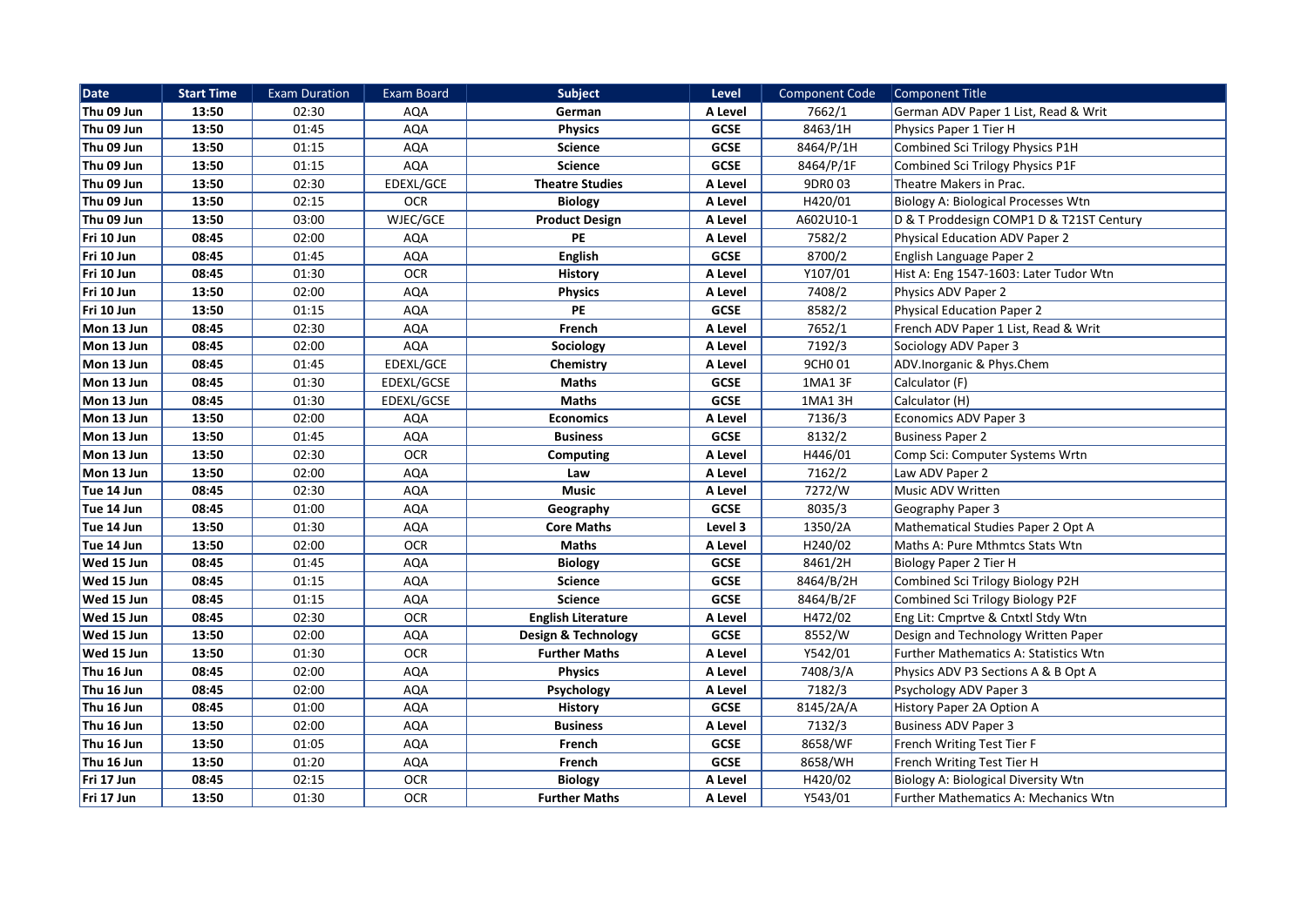| Date | Start Time | Exam Duration | Exam Board | Subject | Level | Component Code | Component Title |
|---|---|---|---|---|---|---|---|
| Thu 09 Jun | 13:50 | 02:30 | AQA | German | A Level | 7662/1 | German ADV Paper 1 List, Read & Writ |
| Thu 09 Jun | 13:50 | 01:45 | AQA | Physics | GCSE | 8463/1H | Physics Paper 1 Tier H |
| Thu 09 Jun | 13:50 | 01:15 | AQA | Science | GCSE | 8464/P/1H | Combined Sci Trilogy Physics P1H |
| Thu 09 Jun | 13:50 | 01:15 | AQA | Science | GCSE | 8464/P/1F | Combined Sci Trilogy Physics P1F |
| Thu 09 Jun | 13:50 | 02:30 | EDEXL/GCE | Theatre Studies | A Level | 9DR0 03 | Theatre Makers in Prac. |
| Thu 09 Jun | 13:50 | 02:15 | OCR | Biology | A Level | H420/01 | Biology A: Biological Processes Wtn |
| Thu 09 Jun | 13:50 | 03:00 | WJEC/GCE | Product Design | A Level | A602U10-1 | D & T Proddesign COMP1 D & T21ST Century |
| Fri 10 Jun | 08:45 | 02:00 | AQA | PE | A Level | 7582/2 | Physical Education ADV Paper 2 |
| Fri 10 Jun | 08:45 | 01:45 | AQA | English | GCSE | 8700/2 | English Language Paper 2 |
| Fri 10 Jun | 08:45 | 01:30 | OCR | History | A Level | Y107/01 | Hist A: Eng 1547-1603: Later Tudor Wtn |
| Fri 10 Jun | 13:50 | 02:00 | AQA | Physics | A Level | 7408/2 | Physics ADV Paper 2 |
| Fri 10 Jun | 13:50 | 01:15 | AQA | PE | GCSE | 8582/2 | Physical Education Paper 2 |
| Mon 13 Jun | 08:45 | 02:30 | AQA | French | A Level | 7652/1 | French ADV Paper 1 List, Read & Writ |
| Mon 13 Jun | 08:45 | 02:00 | AQA | Sociology | A Level | 7192/3 | Sociology ADV Paper 3 |
| Mon 13 Jun | 08:45 | 01:45 | EDEXL/GCE | Chemistry | A Level | 9CH0 01 | ADV.Inorganic & Phys.Chem |
| Mon 13 Jun | 08:45 | 01:30 | EDEXL/GCSE | Maths | GCSE | 1MA1 3F | Calculator (F) |
| Mon 13 Jun | 08:45 | 01:30 | EDEXL/GCSE | Maths | GCSE | 1MA1 3H | Calculator (H) |
| Mon 13 Jun | 13:50 | 02:00 | AQA | Economics | A Level | 7136/3 | Economics ADV Paper 3 |
| Mon 13 Jun | 13:50 | 01:45 | AQA | Business | GCSE | 8132/2 | Business Paper 2 |
| Mon 13 Jun | 13:50 | 02:30 | OCR | Computing | A Level | H446/01 | Comp Sci: Computer Systems Wrtn |
| Mon 13 Jun | 13:50 | 02:00 | AQA | Law | A Level | 7162/2 | Law ADV Paper 2 |
| Tue 14 Jun | 08:45 | 02:30 | AQA | Music | A Level | 7272/W | Music ADV Written |
| Tue 14 Jun | 08:45 | 01:00 | AQA | Geography | GCSE | 8035/3 | Geography Paper 3 |
| Tue 14 Jun | 13:50 | 01:30 | AQA | Core Maths | Level 3 | 1350/2A | Mathematical Studies Paper 2 Opt A |
| Tue 14 Jun | 13:50 | 02:00 | OCR | Maths | A Level | H240/02 | Maths A: Pure Mthmtcs Stats Wtn |
| Wed 15 Jun | 08:45 | 01:45 | AQA | Biology | GCSE | 8461/2H | Biology Paper 2 Tier H |
| Wed 15 Jun | 08:45 | 01:15 | AQA | Science | GCSE | 8464/B/2H | Combined Sci Trilogy Biology P2H |
| Wed 15 Jun | 08:45 | 01:15 | AQA | Science | GCSE | 8464/B/2F | Combined Sci Trilogy Biology P2F |
| Wed 15 Jun | 08:45 | 02:30 | OCR | English Literature | A Level | H472/02 | Eng Lit: Cmprtve & Cntxtl Stdy Wtn |
| Wed 15 Jun | 13:50 | 02:00 | AQA | Design & Technology | GCSE | 8552/W | Design and Technology Written Paper |
| Wed 15 Jun | 13:50 | 01:30 | OCR | Further Maths | A Level | Y542/01 | Further Mathematics A: Statistics Wtn |
| Thu 16 Jun | 08:45 | 02:00 | AQA | Physics | A Level | 7408/3/A | Physics ADV P3 Sections A & B Opt A |
| Thu 16 Jun | 08:45 | 02:00 | AQA | Psychology | A Level | 7182/3 | Psychology ADV Paper 3 |
| Thu 16 Jun | 08:45 | 01:00 | AQA | History | GCSE | 8145/2A/A | History Paper 2A Option A |
| Thu 16 Jun | 13:50 | 02:00 | AQA | Business | A Level | 7132/3 | Business ADV Paper 3 |
| Thu 16 Jun | 13:50 | 01:05 | AQA | French | GCSE | 8658/WF | French Writing Test Tier F |
| Thu 16 Jun | 13:50 | 01:20 | AQA | French | GCSE | 8658/WH | French Writing Test Tier H |
| Fri 17 Jun | 08:45 | 02:15 | OCR | Biology | A Level | H420/02 | Biology A: Biological Diversity Wtn |
| Fri 17 Jun | 13:50 | 01:30 | OCR | Further Maths | A Level | Y543/01 | Further Mathematics A: Mechanics Wtn |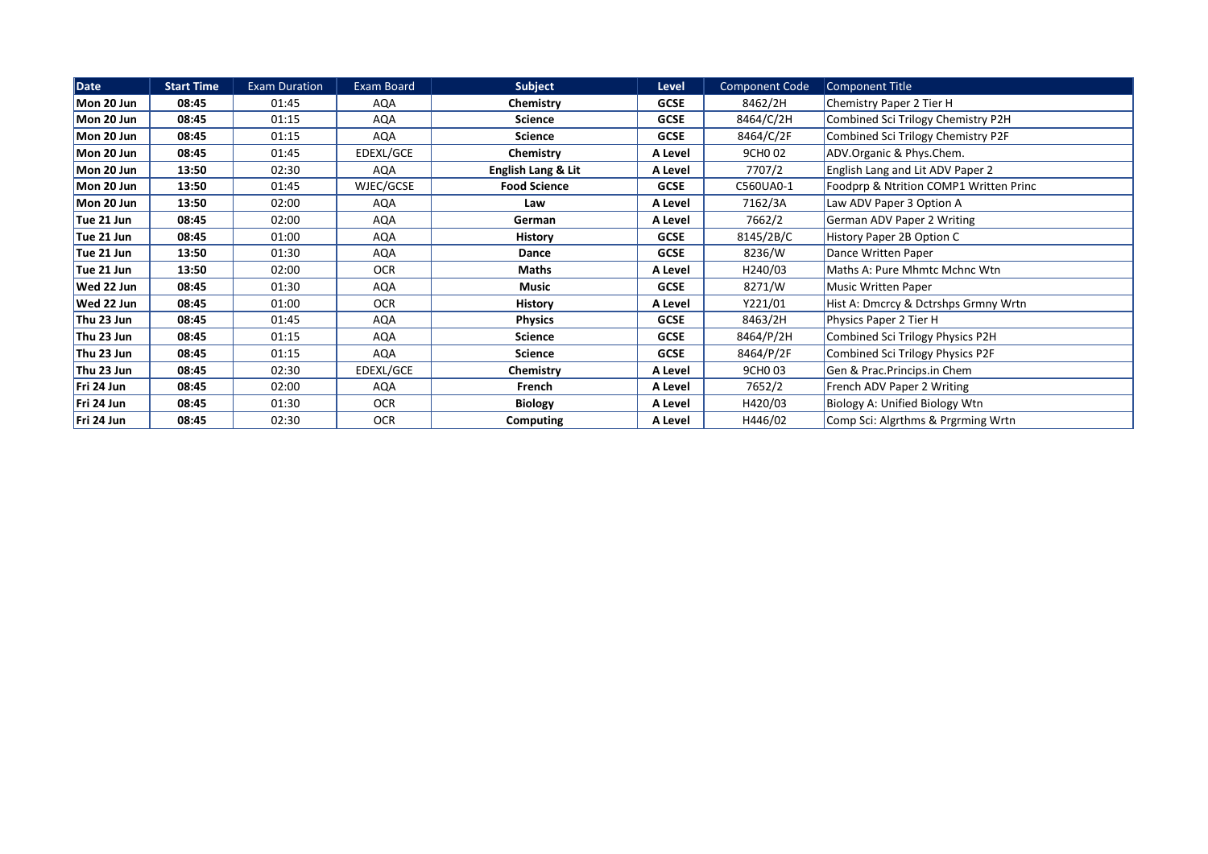| Date | Start Time | Exam Duration | Exam Board | Subject | Level | Component Code | Component Title |
|---|---|---|---|---|---|---|---|
| Mon 20 Jun | 08:45 | 01:45 | AQA | Chemistry | GCSE | 8462/2H | Chemistry Paper 2 Tier H |
| Mon 20 Jun | 08:45 | 01:15 | AQA | Science | GCSE | 8464/C/2H | Combined Sci Trilogy Chemistry P2H |
| Mon 20 Jun | 08:45 | 01:15 | AQA | Science | GCSE | 8464/C/2F | Combined Sci Trilogy Chemistry P2F |
| Mon 20 Jun | 08:45 | 01:45 | EDEXL/GCE | Chemistry | A Level | 9CH0 02 | ADV.Organic & Phys.Chem. |
| Mon 20 Jun | 13:50 | 02:30 | AQA | English Lang & Lit | A Level | 7707/2 | English Lang and Lit ADV Paper 2 |
| Mon 20 Jun | 13:50 | 01:45 | WJEC/GCSE | Food Science | GCSE | C560UA0-1 | Foodprp & Ntrition COMP1 Written Princ |
| Mon 20 Jun | 13:50 | 02:00 | AQA | Law | A Level | 7162/3A | Law ADV Paper 3 Option A |
| Tue 21 Jun | 08:45 | 02:00 | AQA | German | A Level | 7662/2 | German ADV Paper 2 Writing |
| Tue 21 Jun | 08:45 | 01:00 | AQA | History | GCSE | 8145/2B/C | History Paper 2B Option C |
| Tue 21 Jun | 13:50 | 01:30 | AQA | Dance | GCSE | 8236/W | Dance Written Paper |
| Tue 21 Jun | 13:50 | 02:00 | OCR | Maths | A Level | H240/03 | Maths A: Pure Mhmtc Mchnc Wtn |
| Wed 22 Jun | 08:45 | 01:30 | AQA | Music | GCSE | 8271/W | Music Written Paper |
| Wed 22 Jun | 08:45 | 01:00 | OCR | History | A Level | Y221/01 | Hist A: Dmcrcy & Dctrshps Grmny Wrtn |
| Thu 23 Jun | 08:45 | 01:45 | AQA | Physics | GCSE | 8463/2H | Physics Paper 2 Tier H |
| Thu 23 Jun | 08:45 | 01:15 | AQA | Science | GCSE | 8464/P/2H | Combined Sci Trilogy Physics P2H |
| Thu 23 Jun | 08:45 | 01:15 | AQA | Science | GCSE | 8464/P/2F | Combined Sci Trilogy Physics P2F |
| Thu 23 Jun | 08:45 | 02:30 | EDEXL/GCE | Chemistry | A Level | 9CH0 03 | Gen & Prac.Princips.in Chem |
| Fri 24 Jun | 08:45 | 02:00 | AQA | French | A Level | 7652/2 | French ADV Paper 2 Writing |
| Fri 24 Jun | 08:45 | 01:30 | OCR | Biology | A Level | H420/03 | Biology A: Unified Biology Wtn |
| Fri 24 Jun | 08:45 | 02:30 | OCR | Computing | A Level | H446/02 | Comp Sci: Algrthms & Prgrming Wrtn |